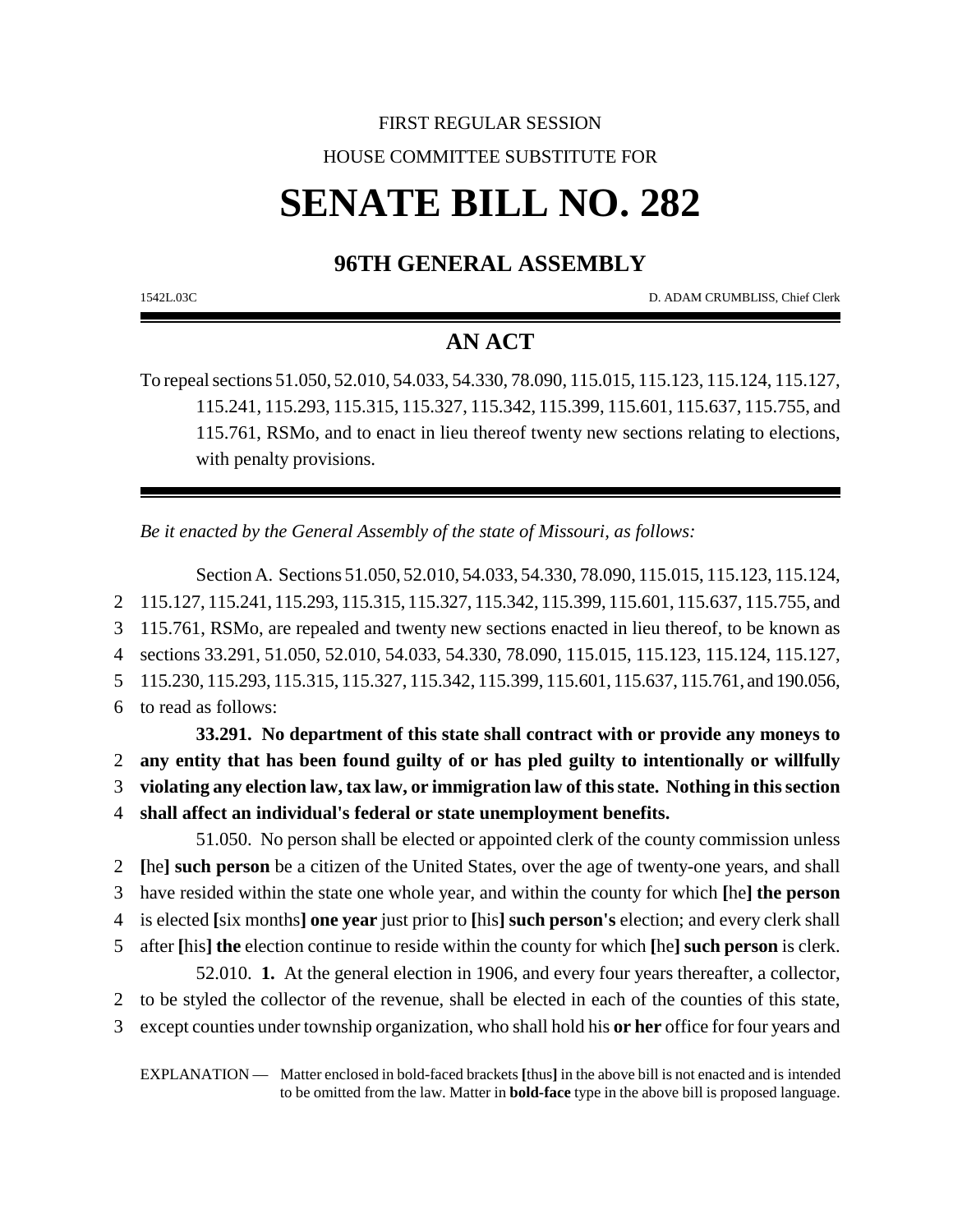FIRST REGULAR SESSION

HOUSE COMMITTEE SUBSTITUTE FOR

# SENATE BILL NO. 282

## 96TH GENERAL ASSEMBLY

1542L.03C D. ADAM CRUMBLISS, Chief Clerk

## AN ACT

To repeal sections 51.050, 52.010, 54.033, 54.330, 78.090, 115.015, 115.123, 115.124, 115.127, 115.241, 115.293, 115.315, 115.327, 115.342, 115.399, 115.601, 115.637, 115.755, and 115.761, RSMo, and to enact in lieu thereof twenty new sections relating to elections, with penalty provisions.

*Be it enacted by the General Assembly of the state of Missouri, as follows:*

Section A. Sections 51.050, 52.010, 54.033, 54.330, 78.090, 115.015, 115.123, 115.124,
2 115.127, 115.241, 115.293, 115.315, 115.327, 115.342, 115.399, 115.601, 115.637, 115.755, and
3 115.761, RSMo, are repealed and twenty new sections enacted in lieu thereof, to be known as
4 sections 33.291, 51.050, 52.010, 54.033, 54.330, 78.090, 115.015, 115.123, 115.124, 115.127,
5 115.230, 115.293, 115.315, 115.327, 115.342, 115.399, 115.601, 115.637, 115.761, and 190.056,
6 to read as follows:

**33.291. No department of this state shall contract with or provide any moneys to**
2 **any entity that has been found guilty of or has pled guilty to intentionally or willfully**
3 **violating any election law, tax law, or immigration law of this state. Nothing in this section**
4 **shall affect an individual's federal or state unemployment benefits.**

51.050. No person shall be elected or appointed clerk of the county commission unless
2 **[**he**] such person** be a citizen of the United States, over the age of twenty-one years, and shall
3 have resided within the state one whole year, and within the county for which **[**he**] the person**
4 is elected **[**six months**] one year** just prior to **[**his**] such person's** election; and every clerk shall
5 after **[**his**] the** election continue to reside within the county for which **[**he**] such person** is clerk.

52.010. **1.** At the general election in 1906, and every four years thereafter, a collector,
2 to be styled the collector of the revenue, shall be elected in each of the counties of this state,
3 except counties under township organization, who shall hold his **or her** office for four years and

EXPLANATION — Matter enclosed in bold-faced brackets **[**thus**]** in the above bill is not enacted and is intended to be omitted from the law. Matter in **bold-face** type in the above bill is proposed language.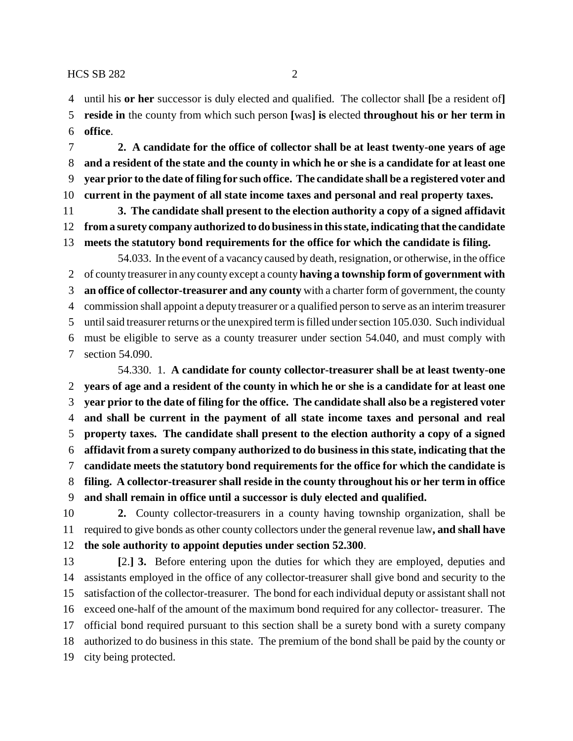until his **or her** successor is duly elected and qualified. The collector shall **[**be a resident of**]** **reside in** the county from which such person **[**was**] is** elected **throughout his or her term in office**.

**2. A candidate for the office of collector shall be at least twenty-one years of age and a resident of the state and the county in which he or she is a candidate for at least one year prior to the date of filing for such office. The candidate shall be a registered voter and current in the payment of all state income taxes and personal and real property taxes.**

**3. The candidate shall present to the election authority a copy of a signed affidavit from a surety company authorized to do business in this state, indicating that the candidate meets the statutory bond requirements for the office for which the candidate is filing.**

54.033. In the event of a vacancy caused by death, resignation, or otherwise, in the office of county treasurer in any county except a county **having a township form of government with an office of collector-treasurer and any county** with a charter form of government, the county commission shall appoint a deputy treasurer or a qualified person to serve as an interim treasurer until said treasurer returns or the unexpired term is filled under section 105.030. Such individual must be eligible to serve as a county treasurer under section 54.040, and must comply with section 54.090.

54.330. 1. **A candidate for county collector-treasurer shall be at least twenty-one years of age and a resident of the county in which he or she is a candidate for at least one year prior to the date of filing for the office. The candidate shall also be a registered voter and shall be current in the payment of all state income taxes and personal and real property taxes. The candidate shall present to the election authority a copy of a signed affidavit from a surety company authorized to do business in this state, indicating that the candidate meets the statutory bond requirements for the office for which the candidate is filing. A collector-treasurer shall reside in the county throughout his or her term in office and shall remain in office until a successor is duly elected and qualified.**

**2.** County collector-treasurers in a county having township organization, shall be required to give bonds as other county collectors under the general revenue law**, and shall have the sole authority to appoint deputies under section 52.300**.

**[**2.**] 3.** Before entering upon the duties for which they are employed, deputies and assistants employed in the office of any collector-treasurer shall give bond and security to the satisfaction of the collector-treasurer. The bond for each individual deputy or assistant shall not exceed one-half of the amount of the maximum bond required for any collector- treasurer. The official bond required pursuant to this section shall be a surety bond with a surety company authorized to do business in this state. The premium of the bond shall be paid by the county or city being protected.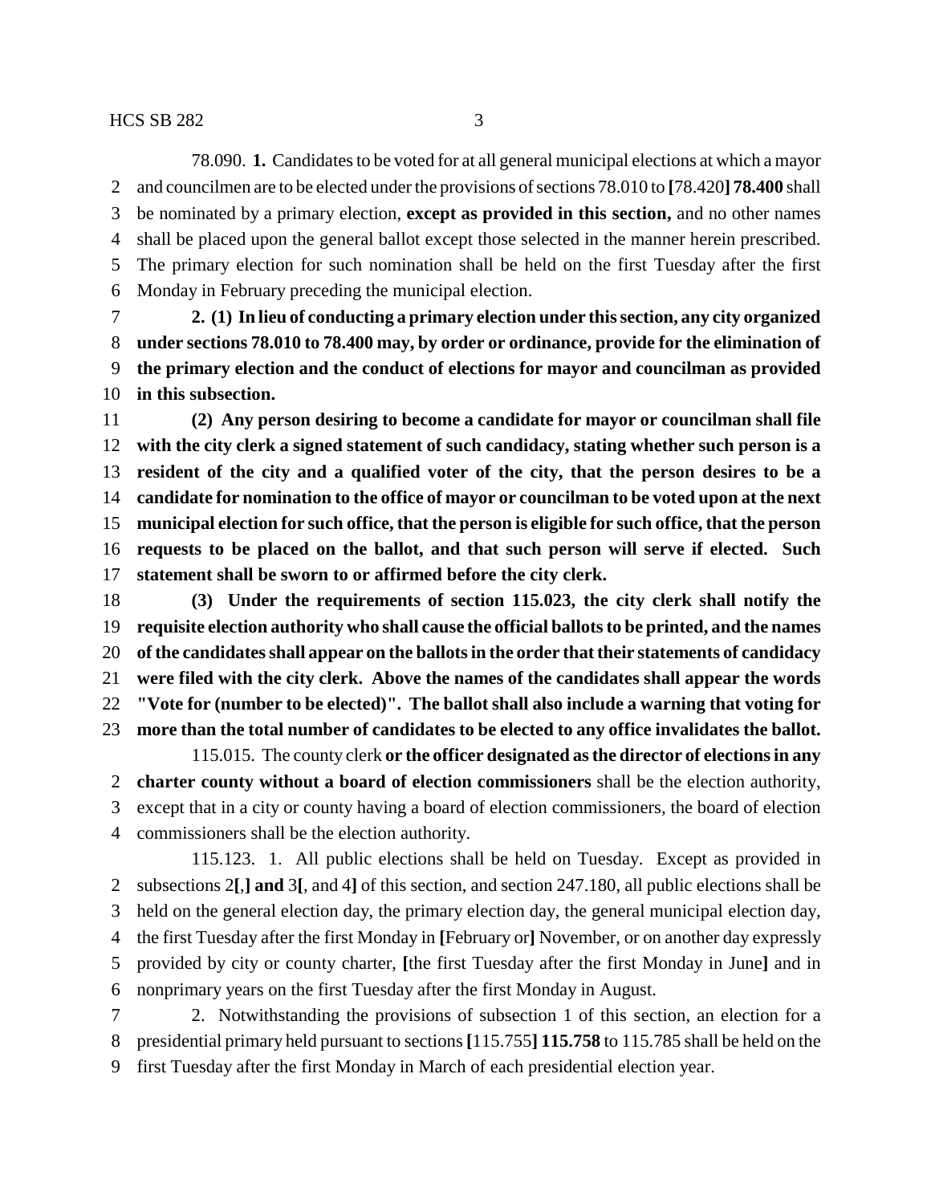78.090. **1.** Candidates to be voted for at all general municipal elections at which a mayor and councilmen are to be elected under the provisions of sections 78.010 to **[**78.420**] 78.400** shall be nominated by a primary election, **except as provided in this section,** and no other names shall be placed upon the general ballot except those selected in the manner herein prescribed. The primary election for such nomination shall be held on the first Tuesday after the first Monday in February preceding the municipal election.

**2. (1) In lieu of conducting a primary election under this section, any city organized under sections 78.010 to 78.400 may, by order or ordinance, provide for the elimination of the primary election and the conduct of elections for mayor and councilman as provided in this subsection.**

**(2) Any person desiring to become a candidate for mayor or councilman shall file with the city clerk a signed statement of such candidacy, stating whether such person is a resident of the city and a qualified voter of the city, that the person desires to be a candidate for nomination to the office of mayor or councilman to be voted upon at the next municipal election for such office, that the person is eligible for such office, that the person requests to be placed on the ballot, and that such person will serve if elected. Such statement shall be sworn to or affirmed before the city clerk.**

**(3) Under the requirements of section 115.023, the city clerk shall notify the requisite election authority who shall cause the official ballots to be printed, and the names of the candidates shall appear on the ballots in the order that their statements of candidacy were filed with the city clerk. Above the names of the candidates shall appear the words "Vote for (number to be elected)". The ballot shall also include a warning that voting for more than the total number of candidates to be elected to any office invalidates the ballot.**

115.015. The county clerk **or the officer designated as the director of elections in any charter county without a board of election commissioners** shall be the election authority, except that in a city or county having a board of election commissioners, the board of election commissioners shall be the election authority.

115.123. 1. All public elections shall be held on Tuesday. Except as provided in subsections 2**[**,**] and** 3**[**, and 4**]** of this section, and section 247.180, all public elections shall be held on the general election day, the primary election day, the general municipal election day, the first Tuesday after the first Monday in **[**February or**]** November, or on another day expressly provided by city or county charter, **[**the first Tuesday after the first Monday in June**]** and in nonprimary years on the first Tuesday after the first Monday in August.

2. Notwithstanding the provisions of subsection 1 of this section, an election for a presidential primary held pursuant to sections **[**115.755**] 115.758** to 115.785 shall be held on the first Tuesday after the first Monday in March of each presidential election year.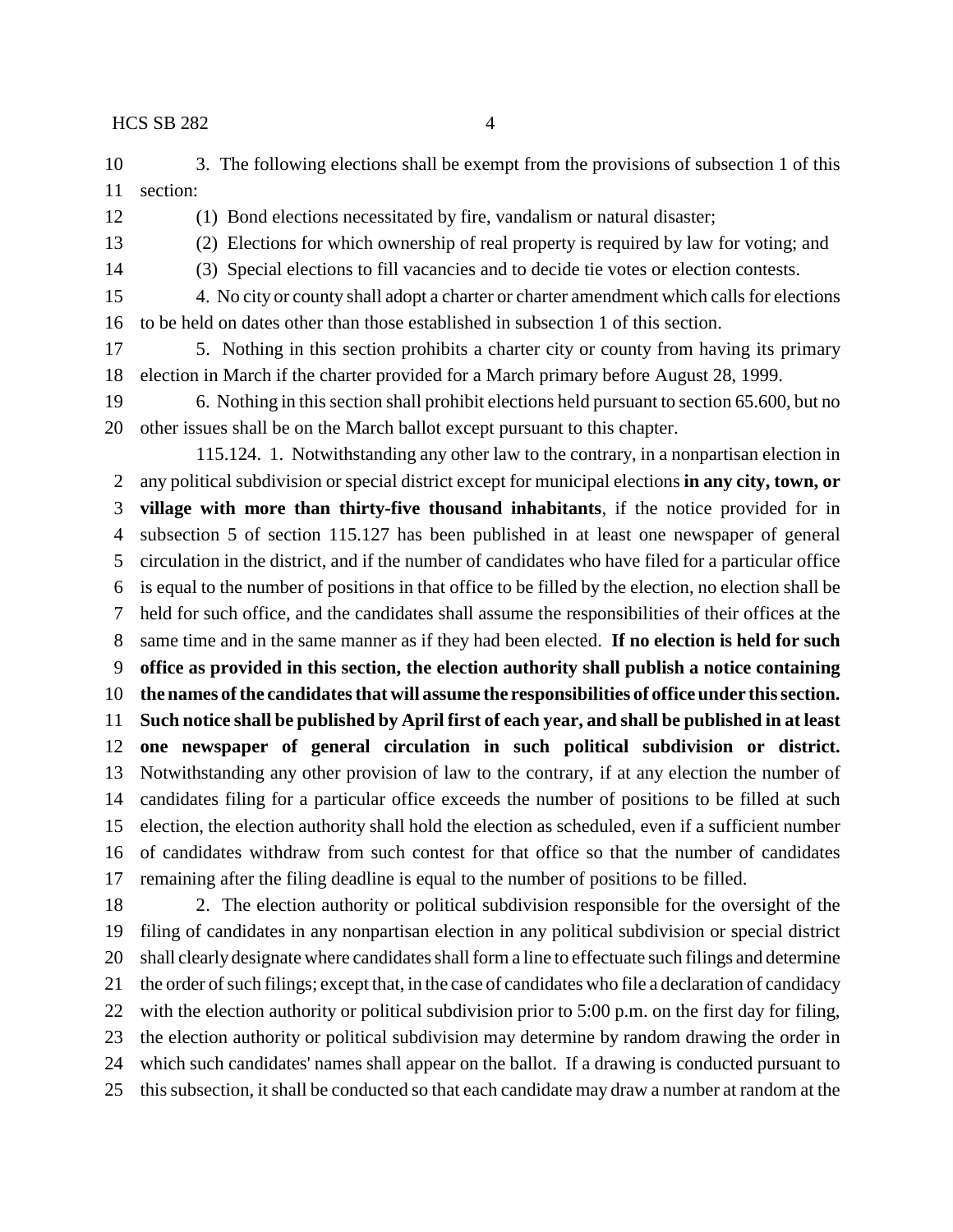3. The following elections shall be exempt from the provisions of subsection 1 of this section:

(1) Bond elections necessitated by fire, vandalism or natural disaster;

(2) Elections for which ownership of real property is required by law for voting; and

(3) Special elections to fill vacancies and to decide tie votes or election contests.

4. No city or county shall adopt a charter or charter amendment which calls for elections to be held on dates other than those established in subsection 1 of this section.

5. Nothing in this section prohibits a charter city or county from having its primary election in March if the charter provided for a March primary before August 28, 1999.

6. Nothing in this section shall prohibit elections held pursuant to section 65.600, but no other issues shall be on the March ballot except pursuant to this chapter.

115.124. 1. Notwithstanding any other law to the contrary, in a nonpartisan election in any political subdivision or special district except for municipal elections **in any city, town, or village with more than thirty-five thousand inhabitants**, if the notice provided for in subsection 5 of section 115.127 has been published in at least one newspaper of general circulation in the district, and if the number of candidates who have filed for a particular office is equal to the number of positions in that office to be filled by the election, no election shall be held for such office, and the candidates shall assume the responsibilities of their offices at the same time and in the same manner as if they had been elected. **If no election is held for such office as provided in this section, the election authority shall publish a notice containing the names of the candidates that will assume the responsibilities of office under this section. Such notice shall be published by April first of each year, and shall be published in at least one newspaper of general circulation in such political subdivision or district.** Notwithstanding any other provision of law to the contrary, if at any election the number of candidates filing for a particular office exceeds the number of positions to be filled at such election, the election authority shall hold the election as scheduled, even if a sufficient number of candidates withdraw from such contest for that office so that the number of candidates remaining after the filing deadline is equal to the number of positions to be filled.

2. The election authority or political subdivision responsible for the oversight of the filing of candidates in any nonpartisan election in any political subdivision or special district shall clearly designate where candidates shall form a line to effectuate such filings and determine the order of such filings; except that, in the case of candidates who file a declaration of candidacy with the election authority or political subdivision prior to 5:00 p.m. on the first day for filing, the election authority or political subdivision may determine by random drawing the order in which such candidates' names shall appear on the ballot. If a drawing is conducted pursuant to this subsection, it shall be conducted so that each candidate may draw a number at random at the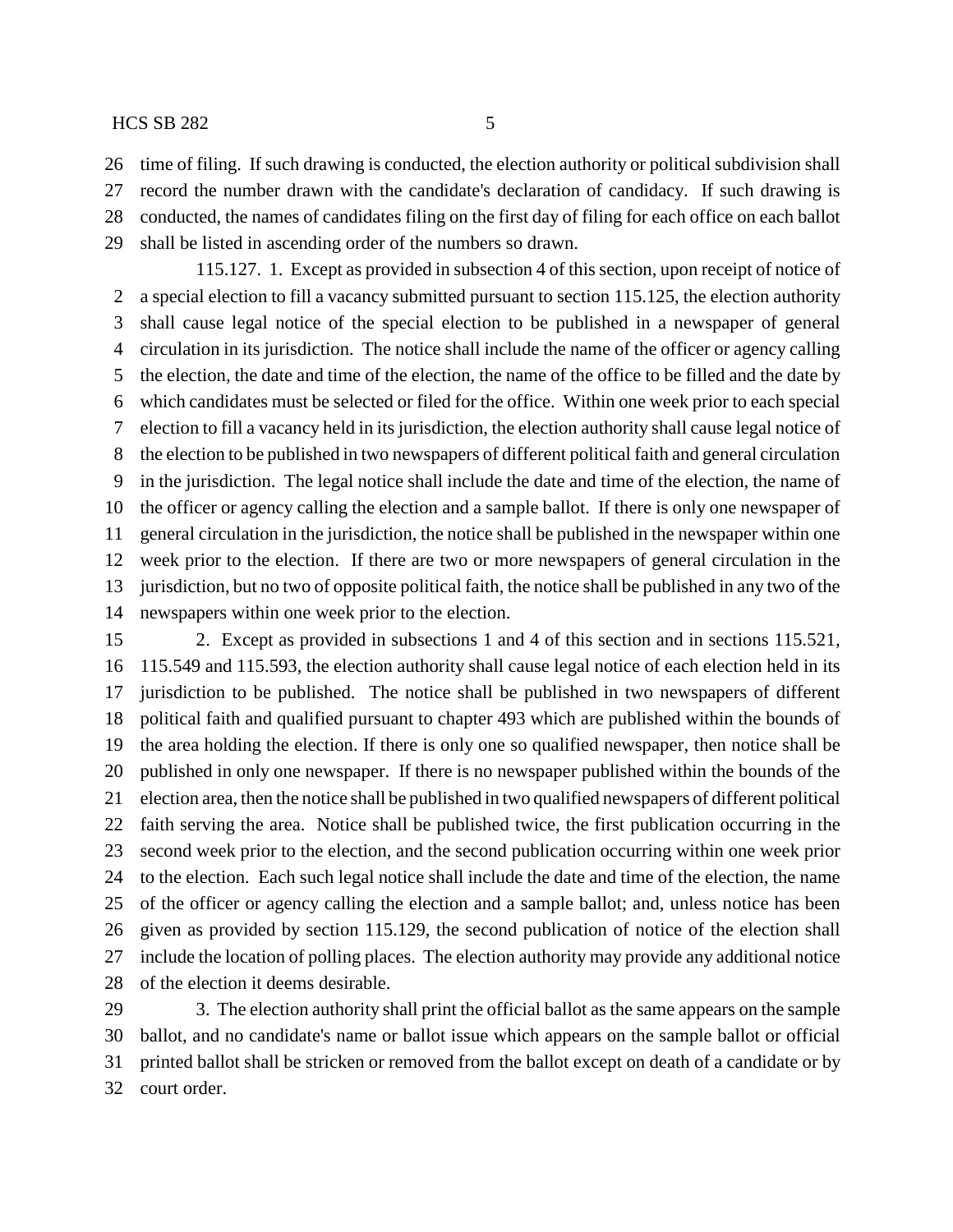time of filing. If such drawing is conducted, the election authority or political subdivision shall record the number drawn with the candidate's declaration of candidacy. If such drawing is conducted, the names of candidates filing on the first day of filing for each office on each ballot shall be listed in ascending order of the numbers so drawn.

115.127. 1. Except as provided in subsection 4 of this section, upon receipt of notice of a special election to fill a vacancy submitted pursuant to section 115.125, the election authority shall cause legal notice of the special election to be published in a newspaper of general circulation in its jurisdiction. The notice shall include the name of the officer or agency calling the election, the date and time of the election, the name of the office to be filled and the date by which candidates must be selected or filed for the office. Within one week prior to each special election to fill a vacancy held in its jurisdiction, the election authority shall cause legal notice of the election to be published in two newspapers of different political faith and general circulation in the jurisdiction. The legal notice shall include the date and time of the election, the name of the officer or agency calling the election and a sample ballot. If there is only one newspaper of general circulation in the jurisdiction, the notice shall be published in the newspaper within one week prior to the election. If there are two or more newspapers of general circulation in the jurisdiction, but no two of opposite political faith, the notice shall be published in any two of the newspapers within one week prior to the election.

2. Except as provided in subsections 1 and 4 of this section and in sections 115.521, 115.549 and 115.593, the election authority shall cause legal notice of each election held in its jurisdiction to be published. The notice shall be published in two newspapers of different political faith and qualified pursuant to chapter 493 which are published within the bounds of the area holding the election. If there is only one so qualified newspaper, then notice shall be published in only one newspaper. If there is no newspaper published within the bounds of the election area, then the notice shall be published in two qualified newspapers of different political faith serving the area. Notice shall be published twice, the first publication occurring in the second week prior to the election, and the second publication occurring within one week prior to the election. Each such legal notice shall include the date and time of the election, the name of the officer or agency calling the election and a sample ballot; and, unless notice has been given as provided by section 115.129, the second publication of notice of the election shall include the location of polling places. The election authority may provide any additional notice of the election it deems desirable.

3. The election authority shall print the official ballot as the same appears on the sample ballot, and no candidate's name or ballot issue which appears on the sample ballot or official printed ballot shall be stricken or removed from the ballot except on death of a candidate or by court order.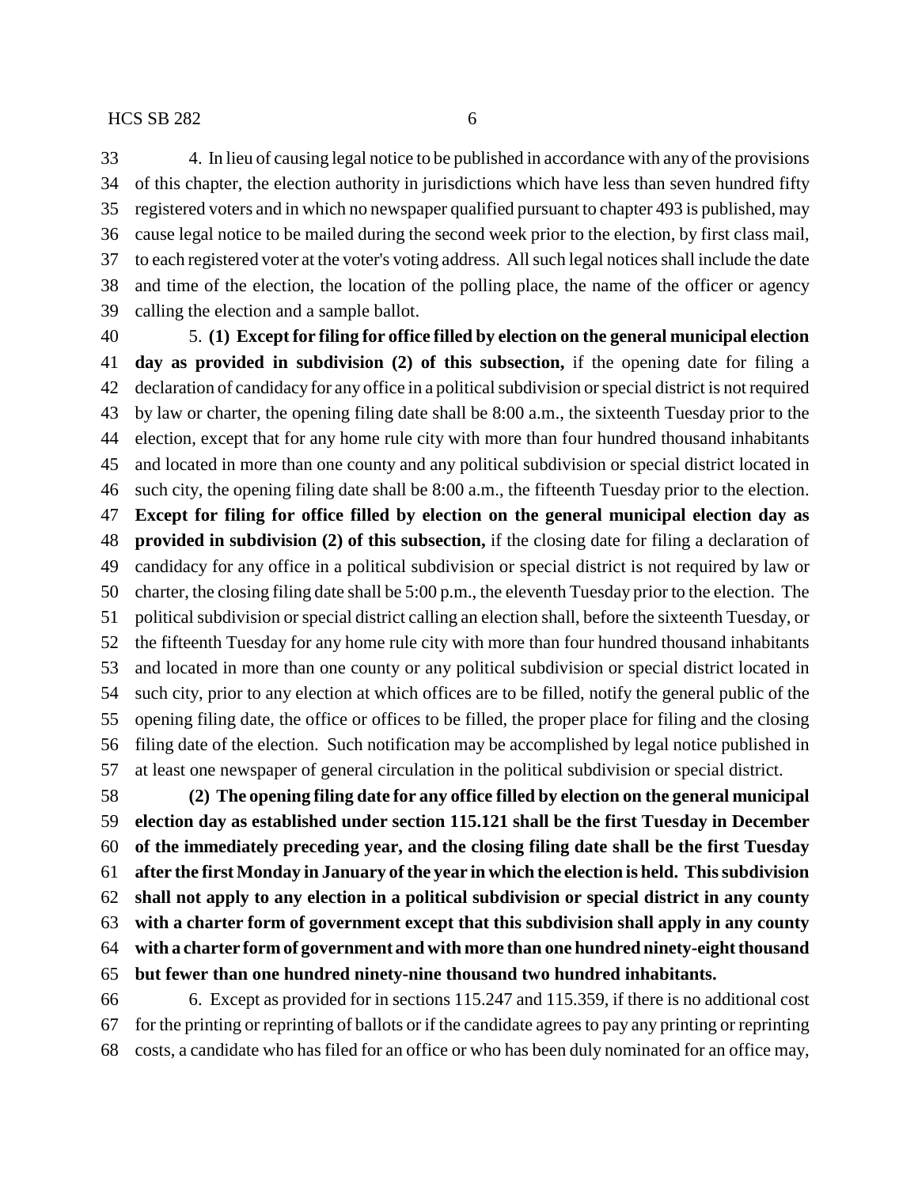33 4. In lieu of causing legal notice to be published in accordance with any of the provisions
34 of this chapter, the election authority in jurisdictions which have less than seven hundred fifty
35 registered voters and in which no newspaper qualified pursuant to chapter 493 is published, may
36 cause legal notice to be mailed during the second week prior to the election, by first class mail,
37 to each registered voter at the voter's voting address. All such legal notices shall include the date
38 and time of the election, the location of the polling place, the name of the officer or agency
39 calling the election and a sample ballot.

40 5. **(1) Except for filing for office filled by election on the general municipal election**
41 **day as provided in subdivision (2) of this subsection,** if the opening date for filing a
42 declaration of candidacy for any office in a political subdivision or special district is not required
43 by law or charter, the opening filing date shall be 8:00 a.m., the sixteenth Tuesday prior to the
44 election, except that for any home rule city with more than four hundred thousand inhabitants
45 and located in more than one county and any political subdivision or special district located in
46 such city, the opening filing date shall be 8:00 a.m., the fifteenth Tuesday prior to the election.
47 **Except for filing for office filled by election on the general municipal election day as**
48 **provided in subdivision (2) of this subsection,** if the closing date for filing a declaration of
49 candidacy for any office in a political subdivision or special district is not required by law or
50 charter, the closing filing date shall be 5:00 p.m., the eleventh Tuesday prior to the election. The
51 political subdivision or special district calling an election shall, before the sixteenth Tuesday, or
52 the fifteenth Tuesday for any home rule city with more than four hundred thousand inhabitants
53 and located in more than one county or any political subdivision or special district located in
54 such city, prior to any election at which offices are to be filled, notify the general public of the
55 opening filing date, the office or offices to be filled, the proper place for filing and the closing
56 filing date of the election. Such notification may be accomplished by legal notice published in
57 at least one newspaper of general circulation in the political subdivision or special district.

58 **(2) The opening filing date for any office filled by election on the general municipal**
59 **election day as established under section 115.121 shall be the first Tuesday in December**
60 **of the immediately preceding year, and the closing filing date shall be the first Tuesday**
61 **after the first Monday in January of the year in which the election is held. This subdivision**
62 **shall not apply to any election in a political subdivision or special district in any county**
63 **with a charter form of government except that this subdivision shall apply in any county**
64 **with a charter form of government and with more than one hundred ninety-eight thousand**
65 **but fewer than one hundred ninety-nine thousand two hundred inhabitants.**

66 6. Except as provided for in sections 115.247 and 115.359, if there is no additional cost
67 for the printing or reprinting of ballots or if the candidate agrees to pay any printing or reprinting
68 costs, a candidate who has filed for an office or who has been duly nominated for an office may,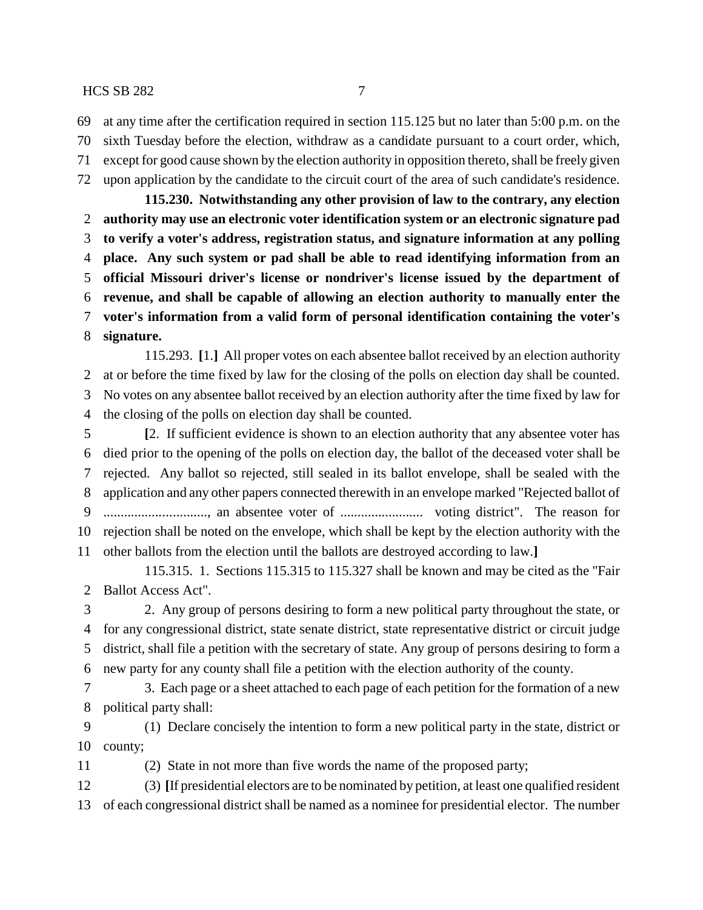at any time after the certification required in section 115.125 but no later than 5:00 p.m. on the sixth Tuesday before the election, withdraw as a candidate pursuant to a court order, which, except for good cause shown by the election authority in opposition thereto, shall be freely given upon application by the candidate to the circuit court of the area of such candidate's residence.

**115.230. Notwithstanding any other provision of law to the contrary, any election authority may use an electronic voter identification system or an electronic signature pad to verify a voter's address, registration status, and signature information at any polling place. Any such system or pad shall be able to read identifying information from an official Missouri driver's license or nondriver's license issued by the department of revenue, and shall be capable of allowing an election authority to manually enter the voter's information from a valid form of personal identification containing the voter's signature.**

115.293. **[**1.**]** All proper votes on each absentee ballot received by an election authority at or before the time fixed by law for the closing of the polls on election day shall be counted. No votes on any absentee ballot received by an election authority after the time fixed by law for the closing of the polls on election day shall be counted.

**[**2. If sufficient evidence is shown to an election authority that any absentee voter has died prior to the opening of the polls on election day, the ballot of the deceased voter shall be rejected. Any ballot so rejected, still sealed in its ballot envelope, shall be sealed with the application and any other papers connected therewith in an envelope marked "Rejected ballot of .............................., an absentee voter of ........................ voting district". The reason for rejection shall be noted on the envelope, which shall be kept by the election authority with the other ballots from the election until the ballots are destroyed according to law.**]**

115.315. 1. Sections 115.315 to 115.327 shall be known and may be cited as the "Fair Ballot Access Act".

2. Any group of persons desiring to form a new political party throughout the state, or for any congressional district, state senate district, state representative district or circuit judge district, shall file a petition with the secretary of state. Any group of persons desiring to form a new party for any county shall file a petition with the election authority of the county.

3. Each page or a sheet attached to each page of each petition for the formation of a new political party shall:

(1) Declare concisely the intention to form a new political party in the state, district or county;

(2) State in not more than five words the name of the proposed party;

(3) **[**If presidential electors are to be nominated by petition, at least one qualified resident of each congressional district shall be named as a nominee for presidential elector. The number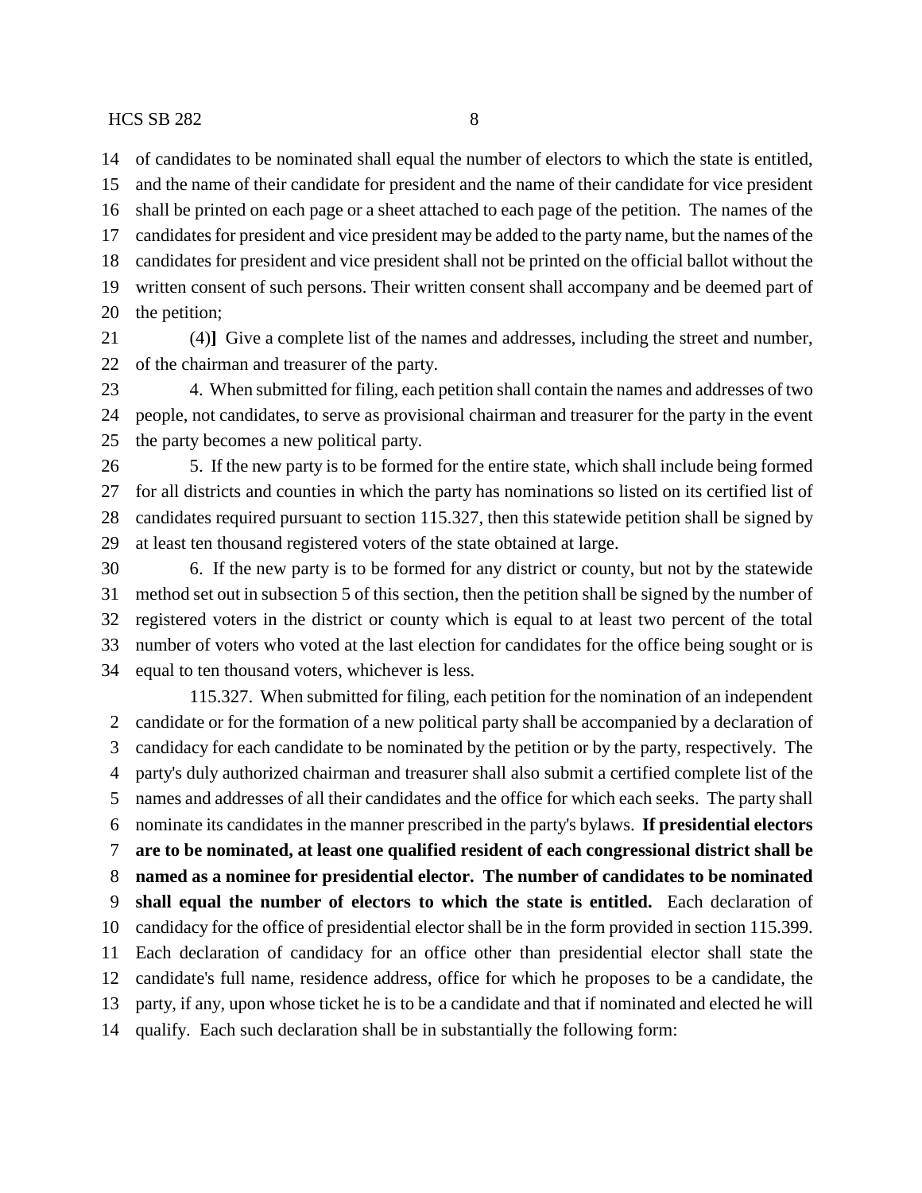of candidates to be nominated shall equal the number of electors to which the state is entitled, and the name of their candidate for president and the name of their candidate for vice president shall be printed on each page or a sheet attached to each page of the petition. The names of the candidates for president and vice president may be added to the party name, but the names of the candidates for president and vice president shall not be printed on the official ballot without the written consent of such persons. Their written consent shall accompany and be deemed part of the petition;

(4)**]** Give a complete list of the names and addresses, including the street and number, of the chairman and treasurer of the party.

4. When submitted for filing, each petition shall contain the names and addresses of two people, not candidates, to serve as provisional chairman and treasurer for the party in the event the party becomes a new political party.

5. If the new party is to be formed for the entire state, which shall include being formed for all districts and counties in which the party has nominations so listed on its certified list of candidates required pursuant to section 115.327, then this statewide petition shall be signed by at least ten thousand registered voters of the state obtained at large.

6. If the new party is to be formed for any district or county, but not by the statewide method set out in subsection 5 of this section, then the petition shall be signed by the number of registered voters in the district or county which is equal to at least two percent of the total number of voters who voted at the last election for candidates for the office being sought or is equal to ten thousand voters, whichever is less.

115.327. When submitted for filing, each petition for the nomination of an independent candidate or for the formation of a new political party shall be accompanied by a declaration of candidacy for each candidate to be nominated by the petition or by the party, respectively. The party's duly authorized chairman and treasurer shall also submit a certified complete list of the names and addresses of all their candidates and the office for which each seeks. The party shall nominate its candidates in the manner prescribed in the party's bylaws. **If presidential electors are to be nominated, at least one qualified resident of each congressional district shall be named as a nominee for presidential elector. The number of candidates to be nominated shall equal the number of electors to which the state is entitled.** Each declaration of candidacy for the office of presidential elector shall be in the form provided in section 115.399. Each declaration of candidacy for an office other than presidential elector shall state the candidate's full name, residence address, office for which he proposes to be a candidate, the party, if any, upon whose ticket he is to be a candidate and that if nominated and elected he will qualify. Each such declaration shall be in substantially the following form: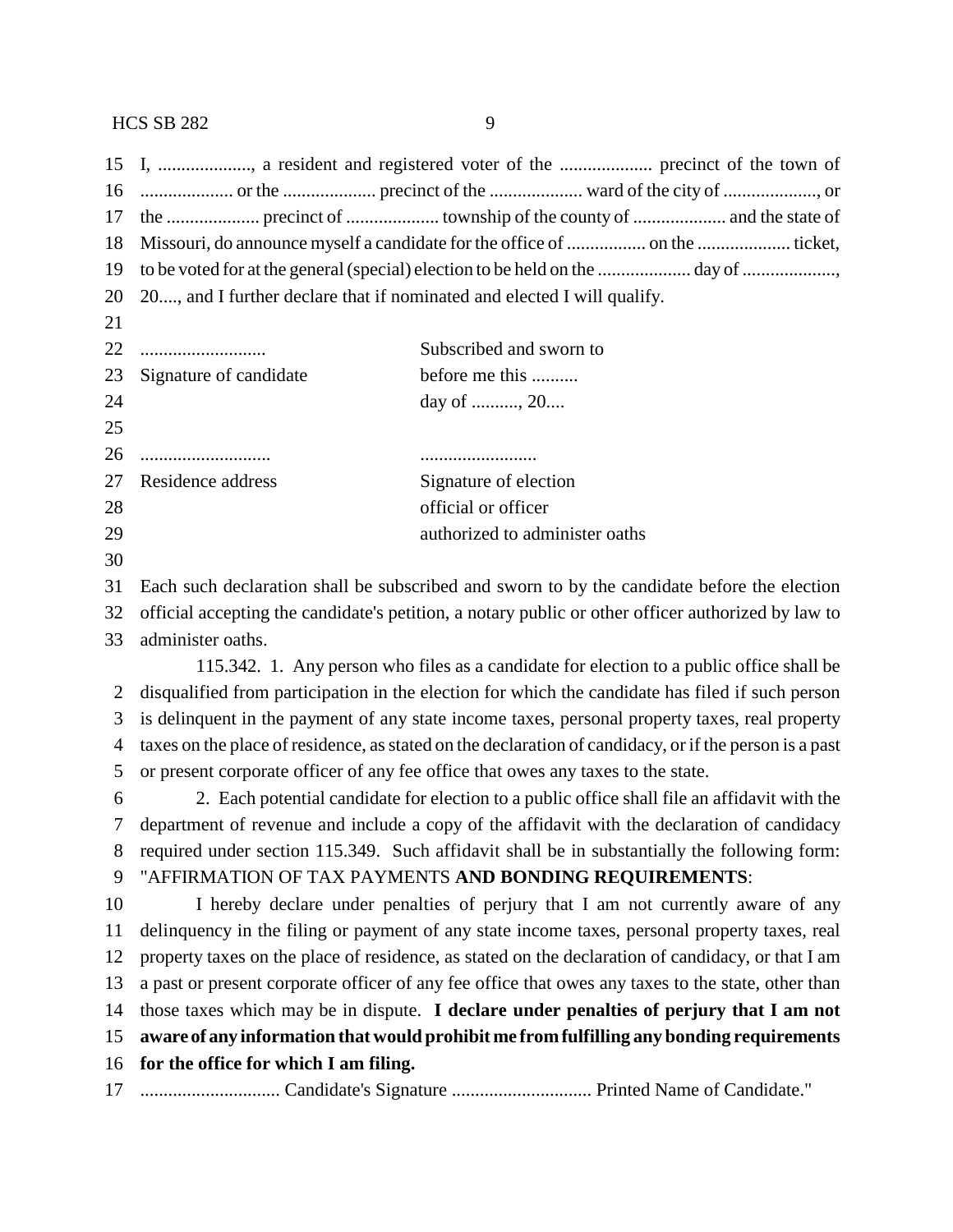I, ...................., a resident and registered voter of the .................... precinct of the town of .................... or the .................... precinct of the .................... ward of the city of ...................., or the .................... precinct of .................... township of the county of .................... and the state of Missouri, do announce myself a candidate for the office of ................. on the .................... ticket, to be voted for at the general (special) election to be held on the .................... day of ...................., 20...., and I further declare that if nominated and elected I will qualify.

| | |
|---|---|
| ........................... | Subscribed and sworn to |
| Signature of candidate | before me this .......... |
| | day of .........., 20.... |
| ............................ | ......................... |
| Residence address | Signature of election |
| | official or officer |
| | authorized to administer oaths |

Each such declaration shall be subscribed and sworn to by the candidate before the election official accepting the candidate's petition, a notary public or other officer authorized by law to administer oaths.

115.342. 1. Any person who files as a candidate for election to a public office shall be disqualified from participation in the election for which the candidate has filed if such person is delinquent in the payment of any state income taxes, personal property taxes, real property taxes on the place of residence, as stated on the declaration of candidacy, or if the person is a past or present corporate officer of any fee office that owes any taxes to the state.

2. Each potential candidate for election to a public office shall file an affidavit with the department of revenue and include a copy of the affidavit with the declaration of candidacy required under section 115.349. Such affidavit shall be in substantially the following form:

"AFFIRMATION OF TAX PAYMENTS **AND BONDING REQUIREMENTS**:

I hereby declare under penalties of perjury that I am not currently aware of any delinquency in the filing or payment of any state income taxes, personal property taxes, real property taxes on the place of residence, as stated on the declaration of candidacy, or that I am a past or present corporate officer of any fee office that owes any taxes to the state, other than those taxes which may be in dispute. **I declare under penalties of perjury that I am not aware of any information that would prohibit me from fulfilling any bonding requirements for the office for which I am filing.**

............................. Candidate's Signature .............................. Printed Name of Candidate."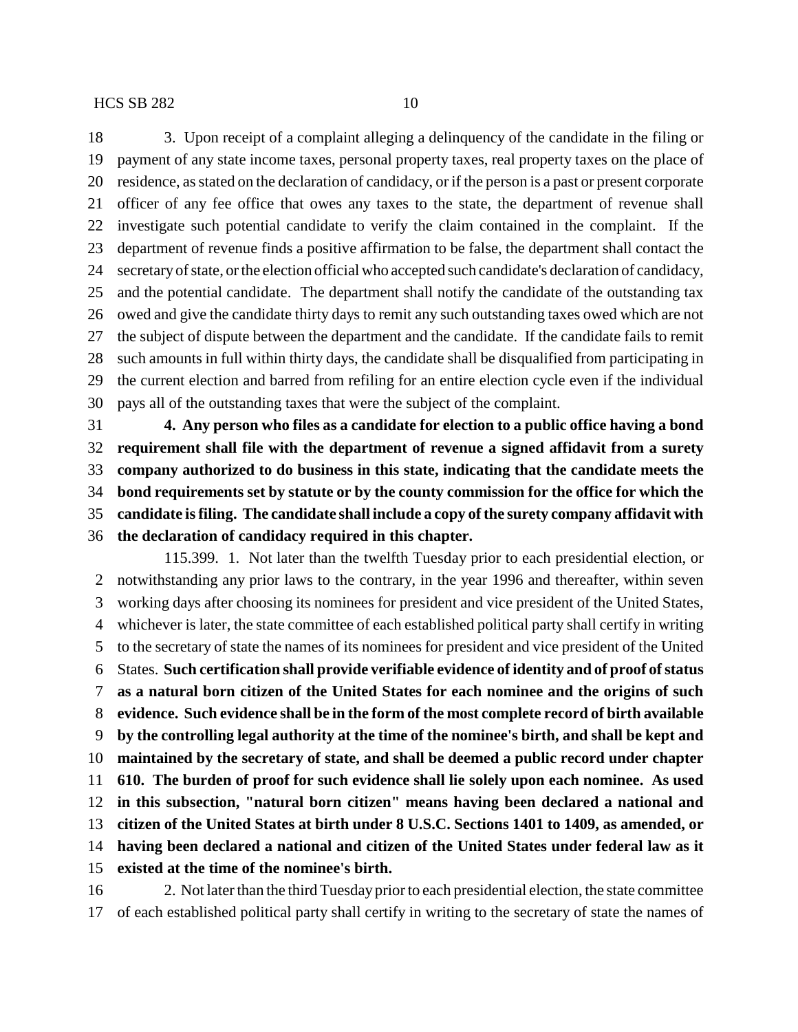3. Upon receipt of a complaint alleging a delinquency of the candidate in the filing or payment of any state income taxes, personal property taxes, real property taxes on the place of residence, as stated on the declaration of candidacy, or if the person is a past or present corporate officer of any fee office that owes any taxes to the state, the department of revenue shall investigate such potential candidate to verify the claim contained in the complaint. If the department of revenue finds a positive affirmation to be false, the department shall contact the secretary of state, or the election official who accepted such candidate's declaration of candidacy, and the potential candidate. The department shall notify the candidate of the outstanding tax owed and give the candidate thirty days to remit any such outstanding taxes owed which are not the subject of dispute between the department and the candidate. If the candidate fails to remit such amounts in full within thirty days, the candidate shall be disqualified from participating in the current election and barred from refiling for an entire election cycle even if the individual pays all of the outstanding taxes that were the subject of the complaint.

**4. Any person who files as a candidate for election to a public office having a bond requirement shall file with the department of revenue a signed affidavit from a surety company authorized to do business in this state, indicating that the candidate meets the bond requirements set by statute or by the county commission for the office for which the candidate is filing. The candidate shall include a copy of the surety company affidavit with the declaration of candidacy required in this chapter.**

115.399. 1. Not later than the twelfth Tuesday prior to each presidential election, or notwithstanding any prior laws to the contrary, in the year 1996 and thereafter, within seven working days after choosing its nominees for president and vice president of the United States, whichever is later, the state committee of each established political party shall certify in writing to the secretary of state the names of its nominees for president and vice president of the United States. **Such certification shall provide verifiable evidence of identity and of proof of status as a natural born citizen of the United States for each nominee and the origins of such evidence. Such evidence shall be in the form of the most complete record of birth available by the controlling legal authority at the time of the nominee's birth, and shall be kept and maintained by the secretary of state, and shall be deemed a public record under chapter 610. The burden of proof for such evidence shall lie solely upon each nominee. As used in this subsection, "natural born citizen" means having been declared a national and citizen of the United States at birth under 8 U.S.C. Sections 1401 to 1409, as amended, or having been declared a national and citizen of the United States under federal law as it existed at the time of the nominee's birth.**

2. Not later than the third Tuesday prior to each presidential election, the state committee of each established political party shall certify in writing to the secretary of state the names of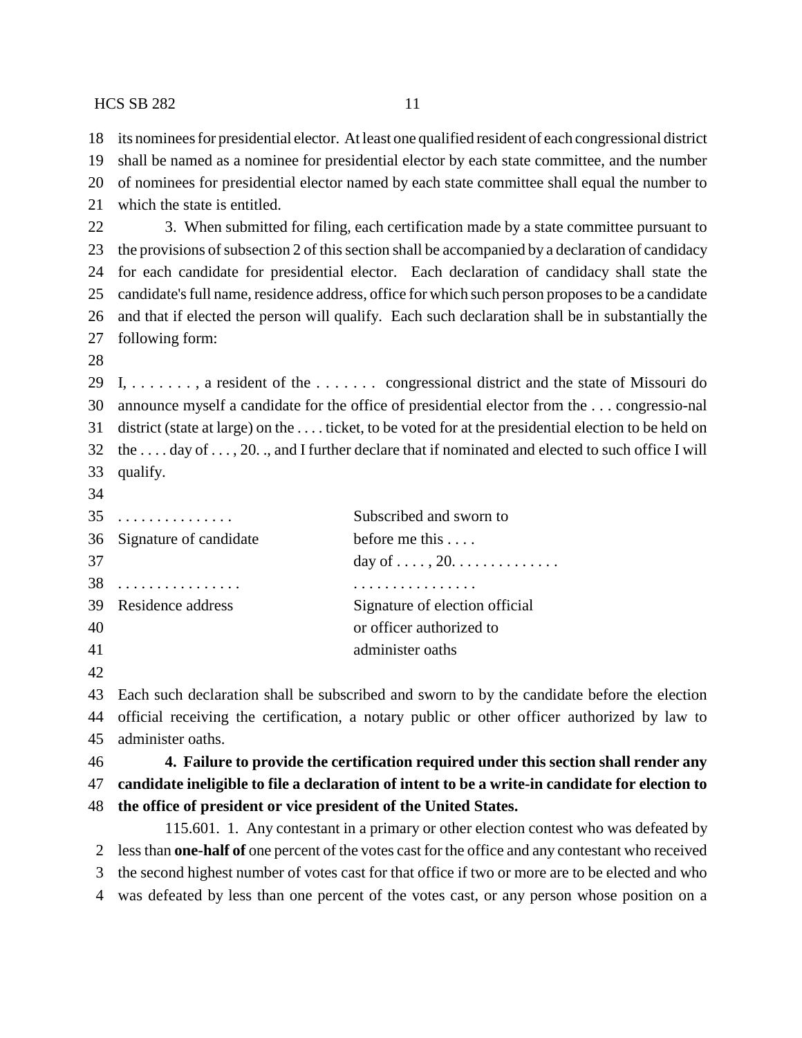its nominees for presidential elector. At least one qualified resident of each congressional district shall be named as a nominee for presidential elector by each state committee, and the number of nominees for presidential elector named by each state committee shall equal the number to which the state is entitled.

3. When submitted for filing, each certification made by a state committee pursuant to the provisions of subsection 2 of this section shall be accompanied by a declaration of candidacy for each candidate for presidential elector. Each declaration of candidacy shall state the candidate's full name, residence address, office for which such person proposes to be a candidate and that if elected the person will qualify. Each such declaration shall be in substantially the following form:

I, . . . . . . . . , a resident of the . . . . . . . congressional district and the state of Missouri do announce myself a candidate for the office of presidential elector from the . . . congressio-nal district (state at large) on the . . . . ticket, to be voted for at the presidential election to be held on the . . . . day of . . . , 20. ., and I further declare that if nominated and elected to such office I will qualify.

| | |
|---|---|
| . . . . . . . . . . . . . . . | Subscribed and sworn to |
| Signature of candidate | before me this . . . . |
| | day of . . . . , 20. . . . . . . . . . . . . . |
| . . . . . . . . . . . . . . . . | . . . . . . . . . . . . . . . . |
| Residence address | Signature of election official |
| | or officer authorized to |
| | administer oaths |

Each such declaration shall be subscribed and sworn to by the candidate before the election official receiving the certification, a notary public or other officer authorized by law to administer oaths.

**4. Failure to provide the certification required under this section shall render any candidate ineligible to file a declaration of intent to be a write-in candidate for election to the office of president or vice president of the United States.**

115.601. 1. Any contestant in a primary or other election contest who was defeated by less than **one-half of** one percent of the votes cast for the office and any contestant who received the second highest number of votes cast for that office if two or more are to be elected and who was defeated by less than one percent of the votes cast, or any person whose position on a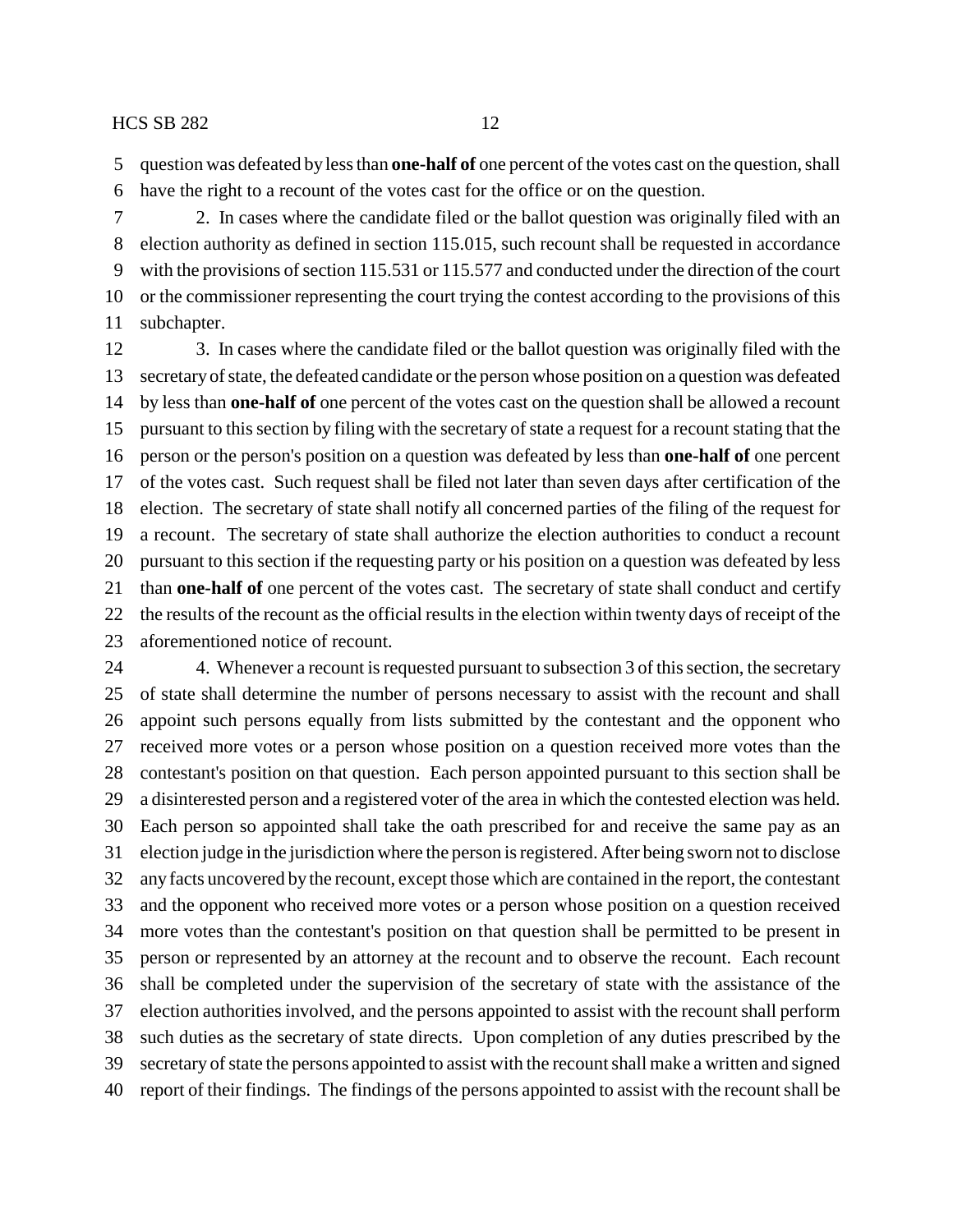question was defeated by less than **one-half of** one percent of the votes cast on the question, shall have the right to a recount of the votes cast for the office or on the question.

2. In cases where the candidate filed or the ballot question was originally filed with an election authority as defined in section 115.015, such recount shall be requested in accordance with the provisions of section 115.531 or 115.577 and conducted under the direction of the court or the commissioner representing the court trying the contest according to the provisions of this subchapter.

3. In cases where the candidate filed or the ballot question was originally filed with the secretary of state, the defeated candidate or the person whose position on a question was defeated by less than **one-half of** one percent of the votes cast on the question shall be allowed a recount pursuant to this section by filing with the secretary of state a request for a recount stating that the person or the person's position on a question was defeated by less than **one-half of** one percent of the votes cast. Such request shall be filed not later than seven days after certification of the election. The secretary of state shall notify all concerned parties of the filing of the request for a recount. The secretary of state shall authorize the election authorities to conduct a recount pursuant to this section if the requesting party or his position on a question was defeated by less than **one-half of** one percent of the votes cast. The secretary of state shall conduct and certify the results of the recount as the official results in the election within twenty days of receipt of the aforementioned notice of recount.

4. Whenever a recount is requested pursuant to subsection 3 of this section, the secretary of state shall determine the number of persons necessary to assist with the recount and shall appoint such persons equally from lists submitted by the contestant and the opponent who received more votes or a person whose position on a question received more votes than the contestant's position on that question. Each person appointed pursuant to this section shall be a disinterested person and a registered voter of the area in which the contested election was held. Each person so appointed shall take the oath prescribed for and receive the same pay as an election judge in the jurisdiction where the person is registered. After being sworn not to disclose any facts uncovered by the recount, except those which are contained in the report, the contestant and the opponent who received more votes or a person whose position on a question received more votes than the contestant's position on that question shall be permitted to be present in person or represented by an attorney at the recount and to observe the recount. Each recount shall be completed under the supervision of the secretary of state with the assistance of the election authorities involved, and the persons appointed to assist with the recount shall perform such duties as the secretary of state directs. Upon completion of any duties prescribed by the secretary of state the persons appointed to assist with the recount shall make a written and signed report of their findings. The findings of the persons appointed to assist with the recount shall be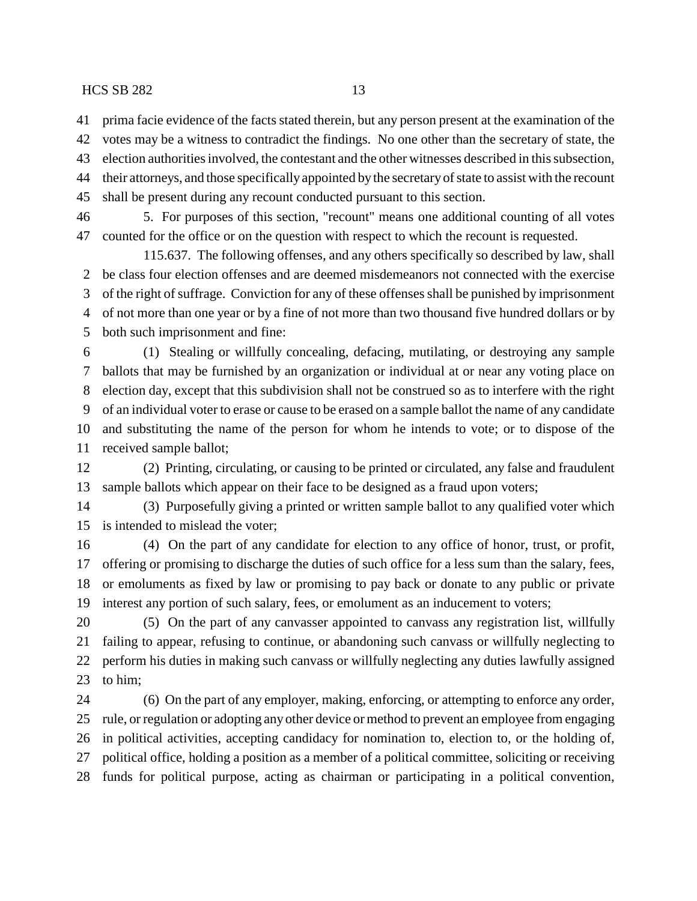prima facie evidence of the facts stated therein, but any person present at the examination of the votes may be a witness to contradict the findings. No one other than the secretary of state, the election authorities involved, the contestant and the other witnesses described in this subsection, their attorneys, and those specifically appointed by the secretary of state to assist with the recount shall be present during any recount conducted pursuant to this section.

5. For purposes of this section, "recount" means one additional counting of all votes counted for the office or on the question with respect to which the recount is requested.

115.637. The following offenses, and any others specifically so described by law, shall be class four election offenses and are deemed misdemeanors not connected with the exercise of the right of suffrage. Conviction for any of these offenses shall be punished by imprisonment of not more than one year or by a fine of not more than two thousand five hundred dollars or by both such imprisonment and fine:

(1) Stealing or willfully concealing, defacing, mutilating, or destroying any sample ballots that may be furnished by an organization or individual at or near any voting place on election day, except that this subdivision shall not be construed so as to interfere with the right of an individual voter to erase or cause to be erased on a sample ballot the name of any candidate and substituting the name of the person for whom he intends to vote; or to dispose of the received sample ballot;

(2) Printing, circulating, or causing to be printed or circulated, any false and fraudulent sample ballots which appear on their face to be designed as a fraud upon voters;

(3) Purposefully giving a printed or written sample ballot to any qualified voter which is intended to mislead the voter;

(4) On the part of any candidate for election to any office of honor, trust, or profit, offering or promising to discharge the duties of such office for a less sum than the salary, fees, or emoluments as fixed by law or promising to pay back or donate to any public or private interest any portion of such salary, fees, or emolument as an inducement to voters;

(5) On the part of any canvasser appointed to canvass any registration list, willfully failing to appear, refusing to continue, or abandoning such canvass or willfully neglecting to perform his duties in making such canvass or willfully neglecting any duties lawfully assigned to him;

(6) On the part of any employer, making, enforcing, or attempting to enforce any order, rule, or regulation or adopting any other device or method to prevent an employee from engaging in political activities, accepting candidacy for nomination to, election to, or the holding of, political office, holding a position as a member of a political committee, soliciting or receiving funds for political purpose, acting as chairman or participating in a political convention,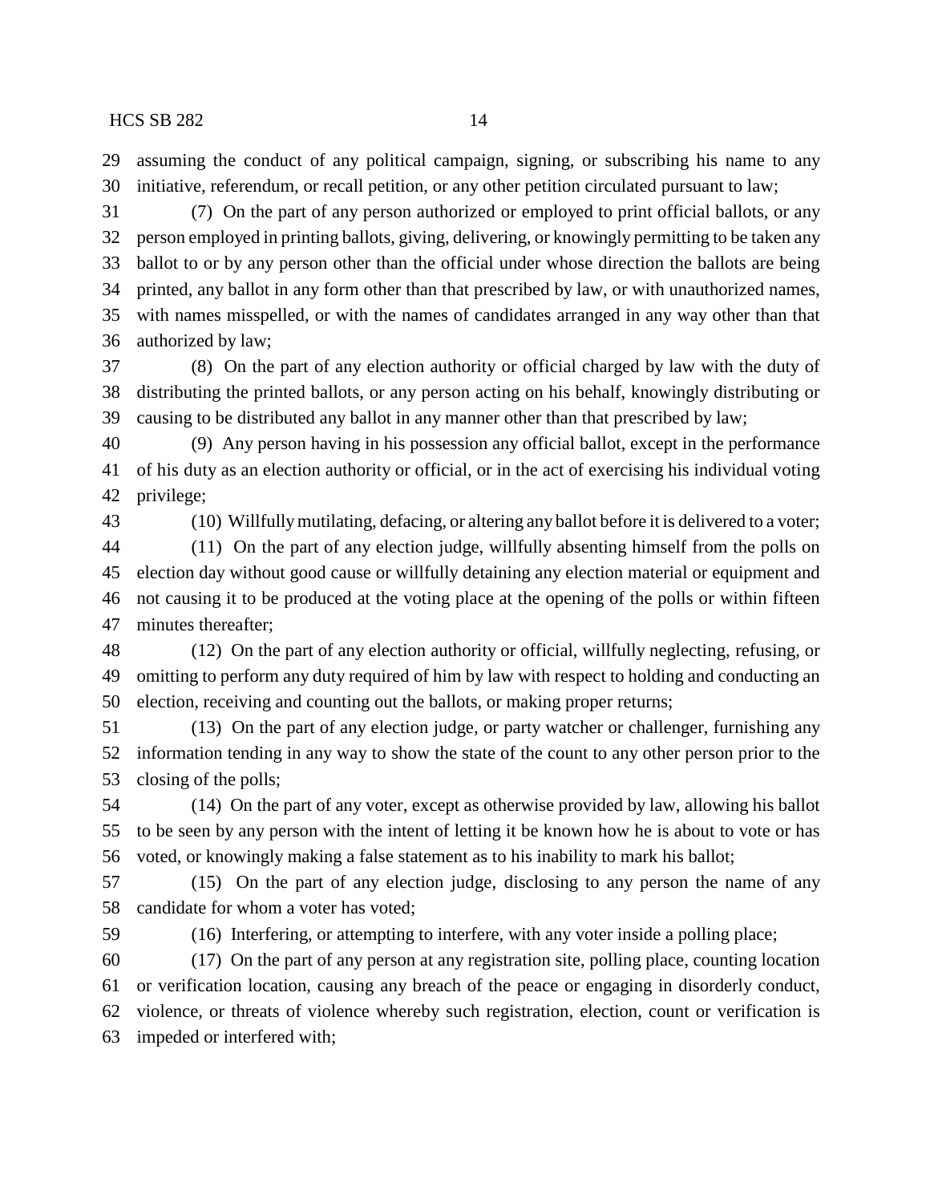assuming the conduct of any political campaign, signing, or subscribing his name to any initiative, referendum, or recall petition, or any other petition circulated pursuant to law;

(7) On the part of any person authorized or employed to print official ballots, or any person employed in printing ballots, giving, delivering, or knowingly permitting to be taken any ballot to or by any person other than the official under whose direction the ballots are being printed, any ballot in any form other than that prescribed by law, or with unauthorized names, with names misspelled, or with the names of candidates arranged in any way other than that authorized by law;

(8) On the part of any election authority or official charged by law with the duty of distributing the printed ballots, or any person acting on his behalf, knowingly distributing or causing to be distributed any ballot in any manner other than that prescribed by law;

(9) Any person having in his possession any official ballot, except in the performance of his duty as an election authority or official, or in the act of exercising his individual voting privilege;

(10) Willfully mutilating, defacing, or altering any ballot before it is delivered to a voter;

(11) On the part of any election judge, willfully absenting himself from the polls on election day without good cause or willfully detaining any election material or equipment and not causing it to be produced at the voting place at the opening of the polls or within fifteen minutes thereafter;

(12) On the part of any election authority or official, willfully neglecting, refusing, or omitting to perform any duty required of him by law with respect to holding and conducting an election, receiving and counting out the ballots, or making proper returns;

(13) On the part of any election judge, or party watcher or challenger, furnishing any information tending in any way to show the state of the count to any other person prior to the closing of the polls;

(14) On the part of any voter, except as otherwise provided by law, allowing his ballot to be seen by any person with the intent of letting it be known how he is about to vote or has voted, or knowingly making a false statement as to his inability to mark his ballot;

(15) On the part of any election judge, disclosing to any person the name of any candidate for whom a voter has voted;

(16) Interfering, or attempting to interfere, with any voter inside a polling place;

(17) On the part of any person at any registration site, polling place, counting location or verification location, causing any breach of the peace or engaging in disorderly conduct, violence, or threats of violence whereby such registration, election, count or verification is impeded or interfered with;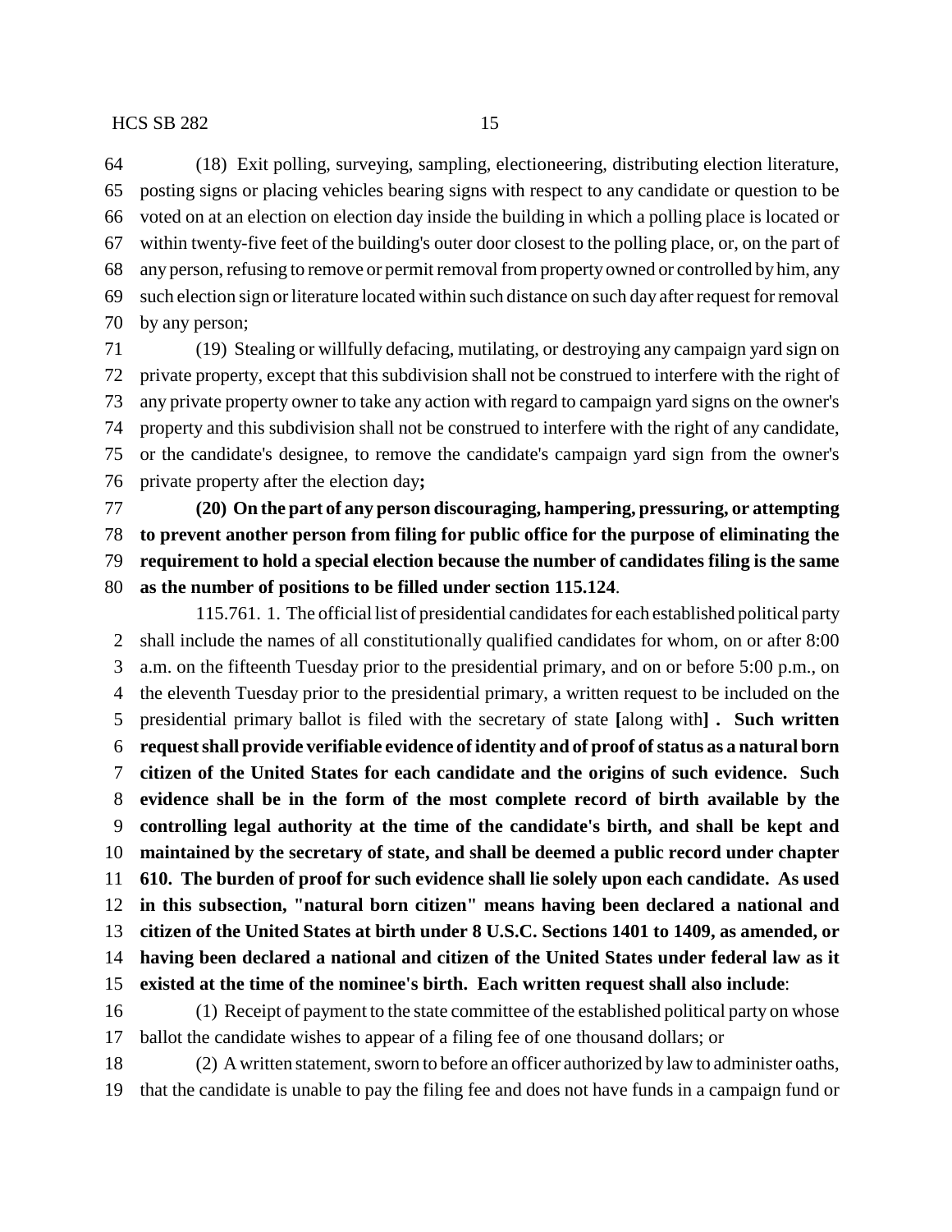(18) Exit polling, surveying, sampling, electioneering, distributing election literature, posting signs or placing vehicles bearing signs with respect to any candidate or question to be voted on at an election on election day inside the building in which a polling place is located or within twenty-five feet of the building's outer door closest to the polling place, or, on the part of any person, refusing to remove or permit removal from property owned or controlled by him, any such election sign or literature located within such distance on such day after request for removal by any person;

(19) Stealing or willfully defacing, mutilating, or destroying any campaign yard sign on private property, except that this subdivision shall not be construed to interfere with the right of any private property owner to take any action with regard to campaign yard signs on the owner's property and this subdivision shall not be construed to interfere with the right of any candidate, or the candidate's designee, to remove the candidate's campaign yard sign from the owner's private property after the election day**;**

**(20) On the part of any person discouraging, hampering, pressuring, or attempting to prevent another person from filing for public office for the purpose of eliminating the requirement to hold a special election because the number of candidates filing is the same as the number of positions to be filled under section 115.124**.

115.761. 1. The official list of presidential candidates for each established political party shall include the names of all constitutionally qualified candidates for whom, on or after 8:00 a.m. on the fifteenth Tuesday prior to the presidential primary, and on or before 5:00 p.m., on the eleventh Tuesday prior to the presidential primary, a written request to be included on the presidential primary ballot is filed with the secretary of state **[**along with**] . Such written request shall provide verifiable evidence of identity and of proof of status as a natural born citizen of the United States for each candidate and the origins of such evidence. Such evidence shall be in the form of the most complete record of birth available by the controlling legal authority at the time of the candidate's birth, and shall be kept and maintained by the secretary of state, and shall be deemed a public record under chapter 610. The burden of proof for such evidence shall lie solely upon each candidate. As used in this subsection, "natural born citizen" means having been declared a national and citizen of the United States at birth under 8 U.S.C. Sections 1401 to 1409, as amended, or having been declared a national and citizen of the United States under federal law as it existed at the time of the nominee's birth. Each written request shall also include**:

(1) Receipt of payment to the state committee of the established political party on whose ballot the candidate wishes to appear of a filing fee of one thousand dollars; or

(2) A written statement, sworn to before an officer authorized by law to administer oaths, that the candidate is unable to pay the filing fee and does not have funds in a campaign fund or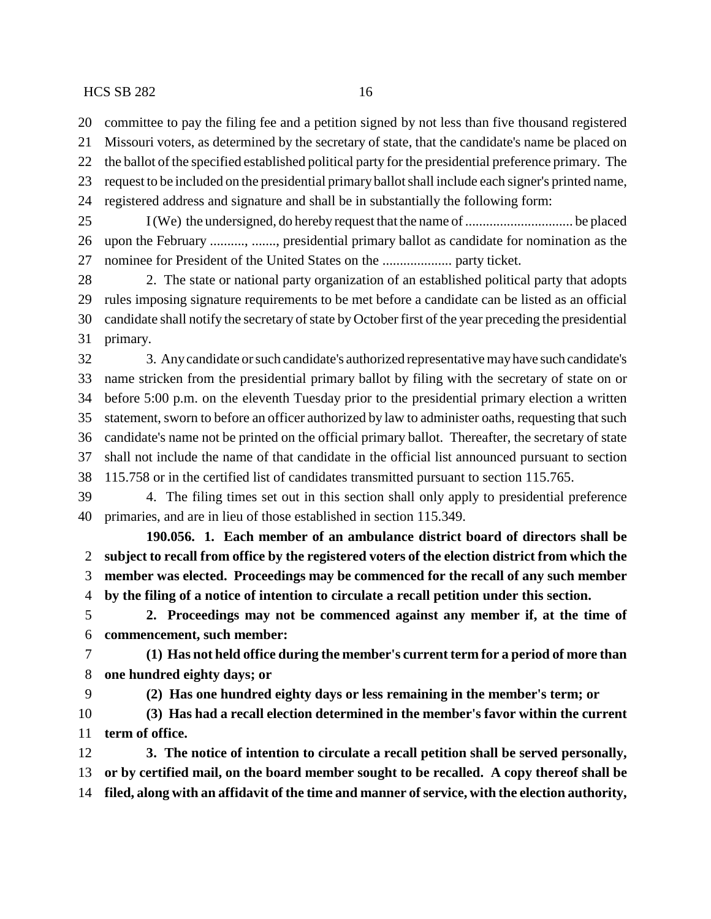committee to pay the filing fee and a petition signed by not less than five thousand registered Missouri voters, as determined by the secretary of state, that the candidate's name be placed on the ballot of the specified established political party for the presidential preference primary. The request to be included on the presidential primary ballot shall include each signer's printed name, registered address and signature and shall be in substantially the following form:

I (We) the undersigned, do hereby request that the name of .............................. be placed upon the February .........., ......., presidential primary ballot as candidate for nomination as the nominee for President of the United States on the .................... party ticket.

2. The state or national party organization of an established political party that adopts rules imposing signature requirements to be met before a candidate can be listed as an official candidate shall notify the secretary of state by October first of the year preceding the presidential primary.

3. Any candidate or such candidate's authorized representative may have such candidate's name stricken from the presidential primary ballot by filing with the secretary of state on or before 5:00 p.m. on the eleventh Tuesday prior to the presidential primary election a written statement, sworn to before an officer authorized by law to administer oaths, requesting that such candidate's name not be printed on the official primary ballot. Thereafter, the secretary of state shall not include the name of that candidate in the official list announced pursuant to section 115.758 or in the certified list of candidates transmitted pursuant to section 115.765.

4. The filing times set out in this section shall only apply to presidential preference primaries, and are in lieu of those established in section 115.349.

**190.056. 1. Each member of an ambulance district board of directors shall be subject to recall from office by the registered voters of the election district from which the member was elected. Proceedings may be commenced for the recall of any such member by the filing of a notice of intention to circulate a recall petition under this section.**

**2. Proceedings may not be commenced against any member if, at the time of commencement, such member:**

**(1) Has not held office during the member's current term for a period of more than one hundred eighty days; or**

**(2) Has one hundred eighty days or less remaining in the member's term; or**

**(3) Has had a recall election determined in the member's favor within the current term of office.**

**3. The notice of intention to circulate a recall petition shall be served personally, or by certified mail, on the board member sought to be recalled. A copy thereof shall be filed, along with an affidavit of the time and manner of service, with the election authority,**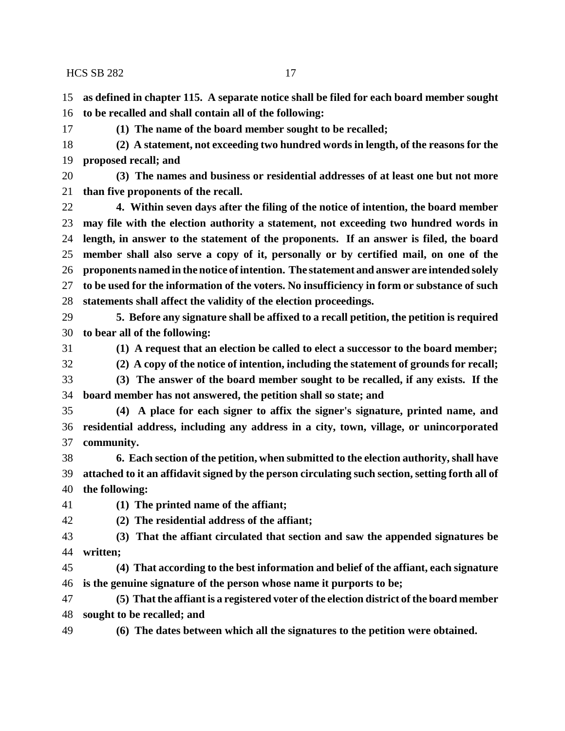**as defined in chapter 115. A separate notice shall be filed for each board member sought to be recalled and shall contain all of the following:**

**(1) The name of the board member sought to be recalled;**

**(2) A statement, not exceeding two hundred words in length, of the reasons for the proposed recall; and**

**(3) The names and business or residential addresses of at least one but not more than five proponents of the recall.**

**4. Within seven days after the filing of the notice of intention, the board member may file with the election authority a statement, not exceeding two hundred words in length, in answer to the statement of the proponents. If an answer is filed, the board member shall also serve a copy of it, personally or by certified mail, on one of the proponents named in the notice of intention. The statement and answer are intended solely to be used for the information of the voters. No insufficiency in form or substance of such statements shall affect the validity of the election proceedings.**

**5. Before any signature shall be affixed to a recall petition, the petition is required to bear all of the following:**

**(1) A request that an election be called to elect a successor to the board member;**

**(2) A copy of the notice of intention, including the statement of grounds for recall;**

**(3) The answer of the board member sought to be recalled, if any exists. If the board member has not answered, the petition shall so state; and**

**(4) A place for each signer to affix the signer's signature, printed name, and residential address, including any address in a city, town, village, or unincorporated community.**

**6. Each section of the petition, when submitted to the election authority, shall have attached to it an affidavit signed by the person circulating such section, setting forth all of the following:**

**(1) The printed name of the affiant;**

**(2) The residential address of the affiant;**

**(3) That the affiant circulated that section and saw the appended signatures be written;**

**(4) That according to the best information and belief of the affiant, each signature is the genuine signature of the person whose name it purports to be;**

**(5) That the affiant is a registered voter of the election district of the board member sought to be recalled; and**

**(6) The dates between which all the signatures to the petition were obtained.**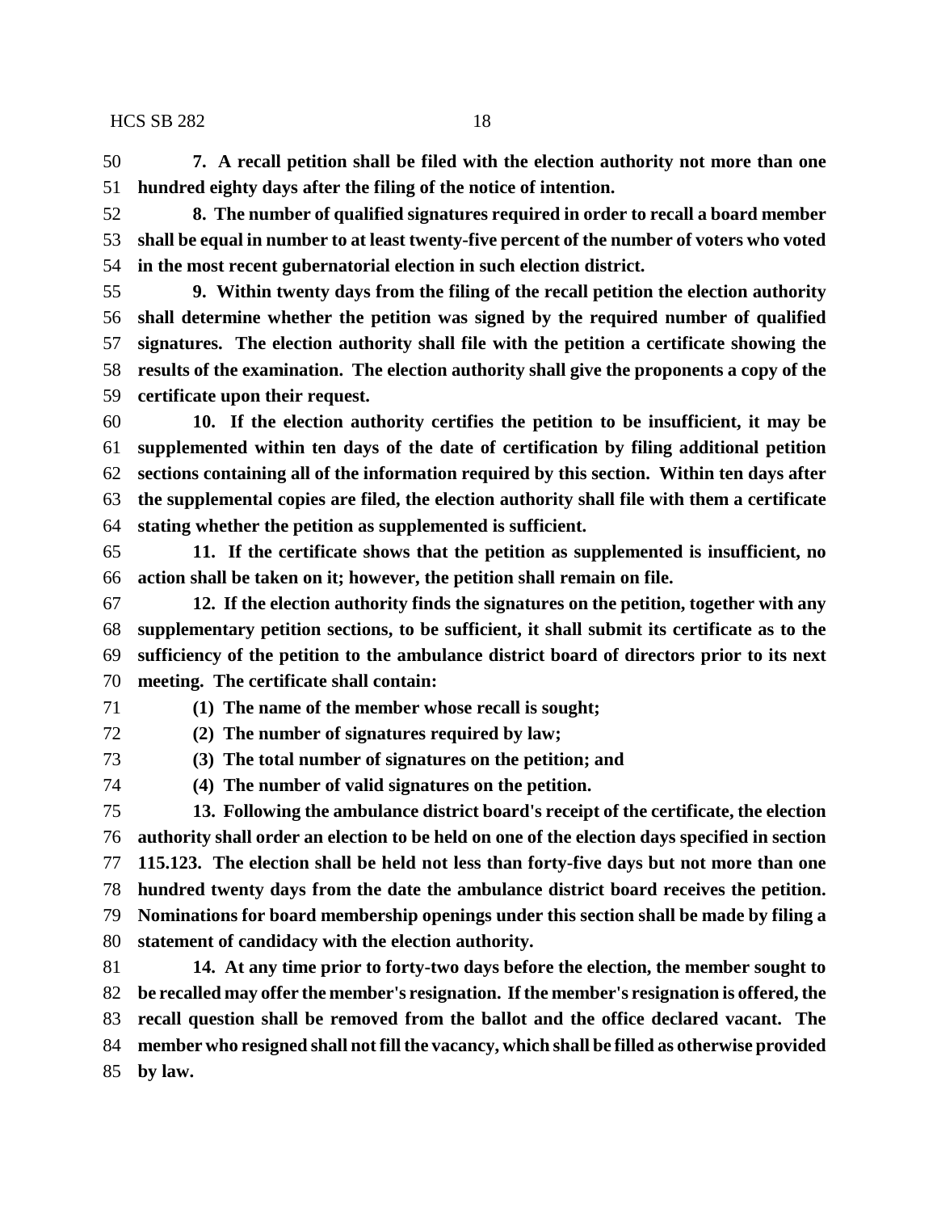**7. A recall petition shall be filed with the election authority not more than one hundred eighty days after the filing of the notice of intention.**

**8. The number of qualified signatures required in order to recall a board member shall be equal in number to at least twenty-five percent of the number of voters who voted in the most recent gubernatorial election in such election district.**

**9. Within twenty days from the filing of the recall petition the election authority shall determine whether the petition was signed by the required number of qualified signatures. The election authority shall file with the petition a certificate showing the results of the examination. The election authority shall give the proponents a copy of the certificate upon their request.**

**10. If the election authority certifies the petition to be insufficient, it may be supplemented within ten days of the date of certification by filing additional petition sections containing all of the information required by this section. Within ten days after the supplemental copies are filed, the election authority shall file with them a certificate stating whether the petition as supplemented is sufficient.**

**11. If the certificate shows that the petition as supplemented is insufficient, no action shall be taken on it; however, the petition shall remain on file.**

**12. If the election authority finds the signatures on the petition, together with any supplementary petition sections, to be sufficient, it shall submit its certificate as to the sufficiency of the petition to the ambulance district board of directors prior to its next meeting. The certificate shall contain:**

**(1) The name of the member whose recall is sought;**

**(2) The number of signatures required by law;**

**(3) The total number of signatures on the petition; and**

**(4) The number of valid signatures on the petition.**

**13. Following the ambulance district board's receipt of the certificate, the election authority shall order an election to be held on one of the election days specified in section 115.123. The election shall be held not less than forty-five days but not more than one hundred twenty days from the date the ambulance district board receives the petition. Nominations for board membership openings under this section shall be made by filing a statement of candidacy with the election authority.**

**14. At any time prior to forty-two days before the election, the member sought to be recalled may offer the member's resignation. If the member's resignation is offered, the recall question shall be removed from the ballot and the office declared vacant. The member who resigned shall not fill the vacancy, which shall be filled as otherwise provided by law.**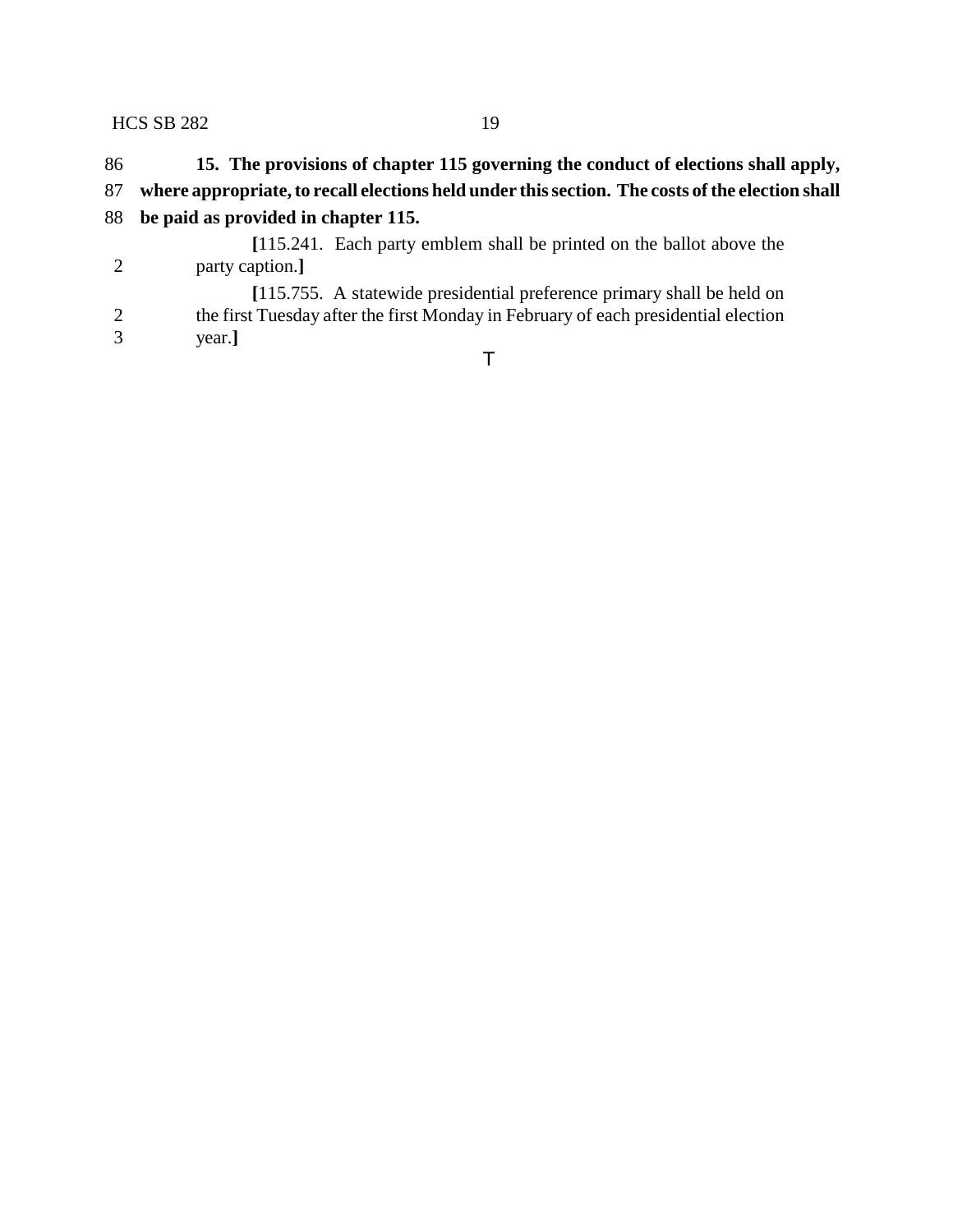**15. The provisions of chapter 115 governing the conduct of elections shall apply, where appropriate, to recall elections held under this section. The costs of the election shall be paid as provided in chapter 115.**

**[**115.241. Each party emblem shall be printed on the ballot above the party caption.**]**

**[**115.755. A statewide presidential preference primary shall be held on the first Tuesday after the first Monday in February of each presidential election year.**]**

T